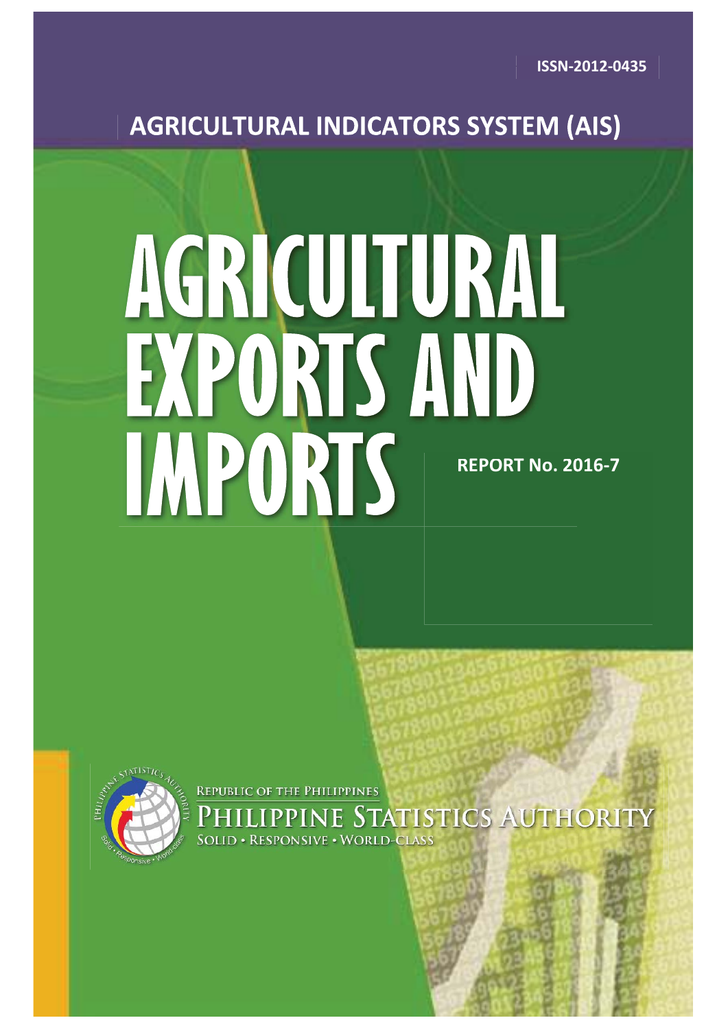ISSN-2012-0435

## AGRICULTURAL INDICATORS SYSTEM (AIS)

# AGRICULTURAL EXPORTS AND IMPORTS

**REPORT No. 2016-7**

REPUBLIC OF THE PHILIPPINES

PHILIPPINE STATISTICS AUTHORITY

SOLID • RESPONSIVE • WORLD-CLASS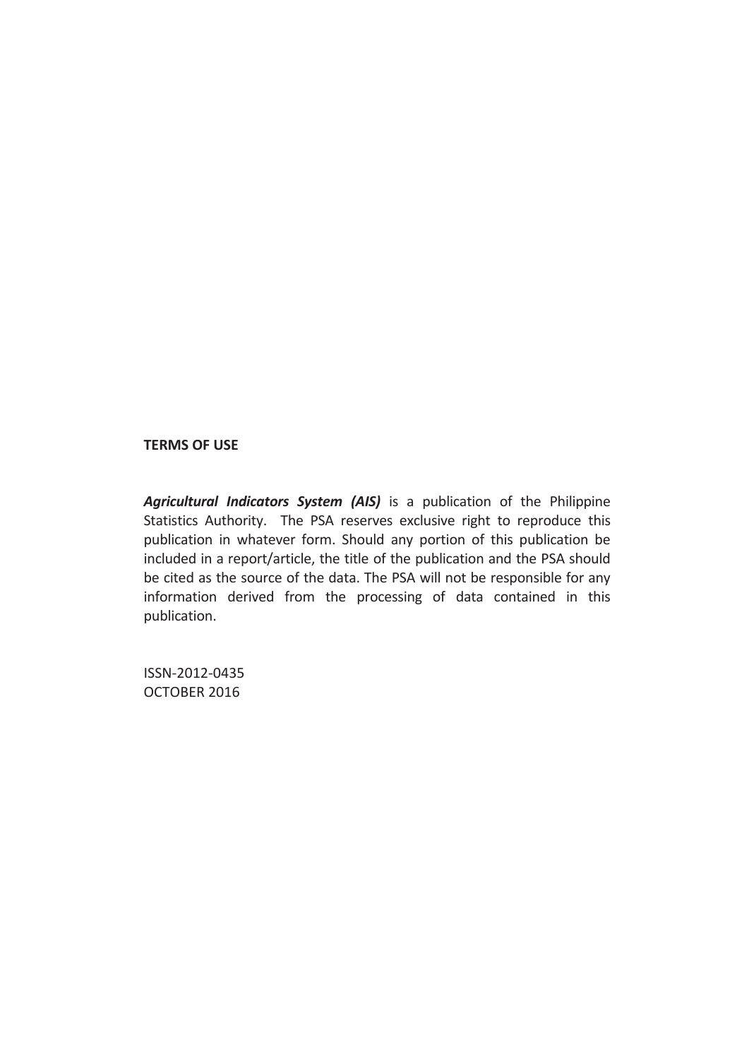**TERMS OF USE**

***Agricultural Indicators System (AIS)*** is a publication of the Philippine Statistics Authority. The PSA reserves exclusive right to reproduce this publication in whatever form. Should any portion of this publication be included in a report/article, the title of the publication and the PSA should be cited as the source of the data. The PSA will not be responsible for any information derived from the processing of data contained in this publication.

ISSN-2012-0435
OCTOBER 2016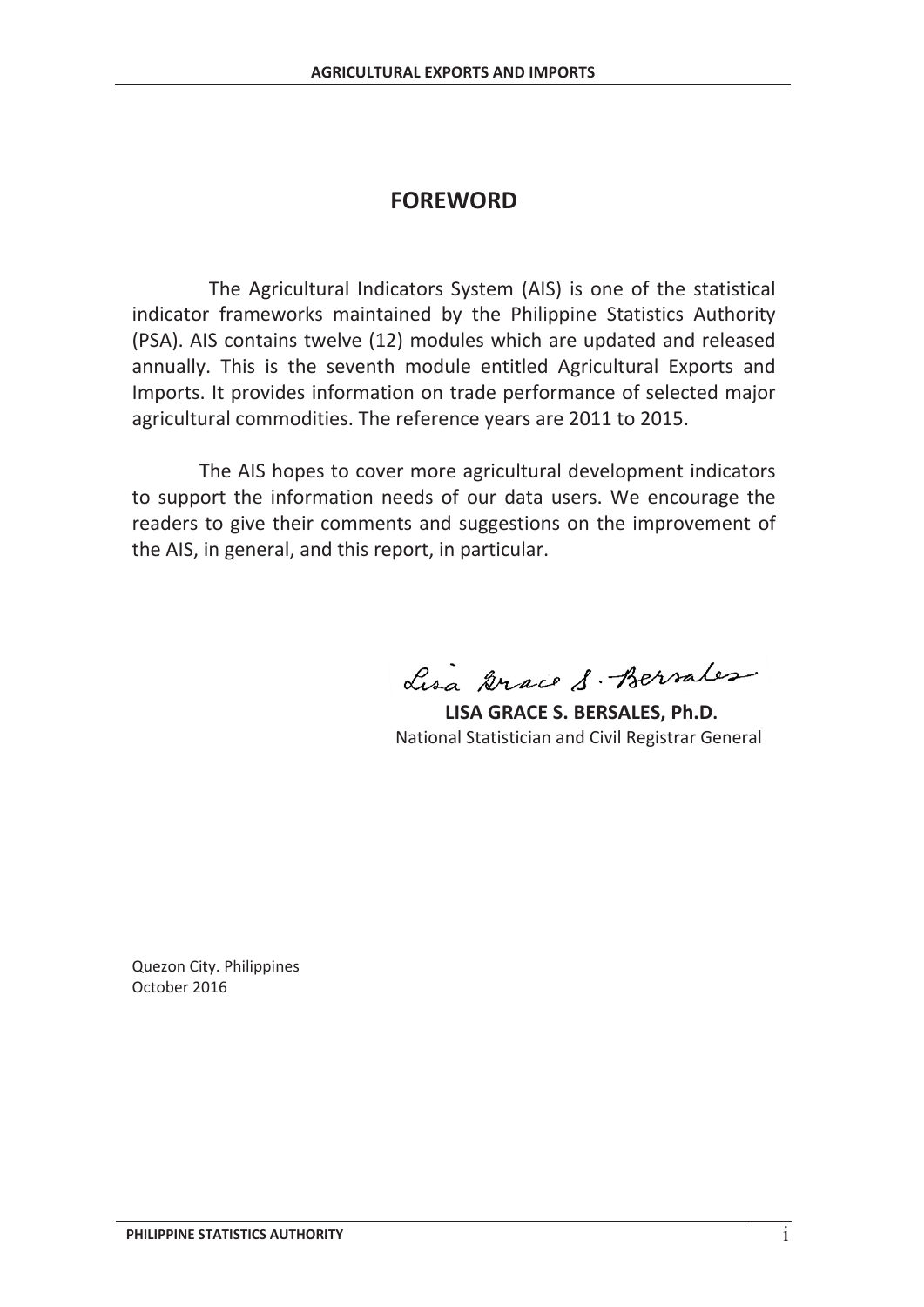# FOREWORD

The Agricultural Indicators System (AIS) is one of the statistical indicator frameworks maintained by the Philippine Statistics Authority (PSA). AIS contains twelve (12) modules which are updated and released annually. This is the seventh module entitled Agricultural Exports and Imports. It provides information on trade performance of selected major agricultural commodities. The reference years are 2011 to 2015.

The AIS hopes to cover more agricultural development indicators to support the information needs of our data users. We encourage the readers to give their comments and suggestions on the improvement of the AIS, in general, and this report, in particular.

**LISA GRACE S. BERSALES, Ph.D.**
National Statistician and Civil Registrar General

Quezon City. Philippines
October 2016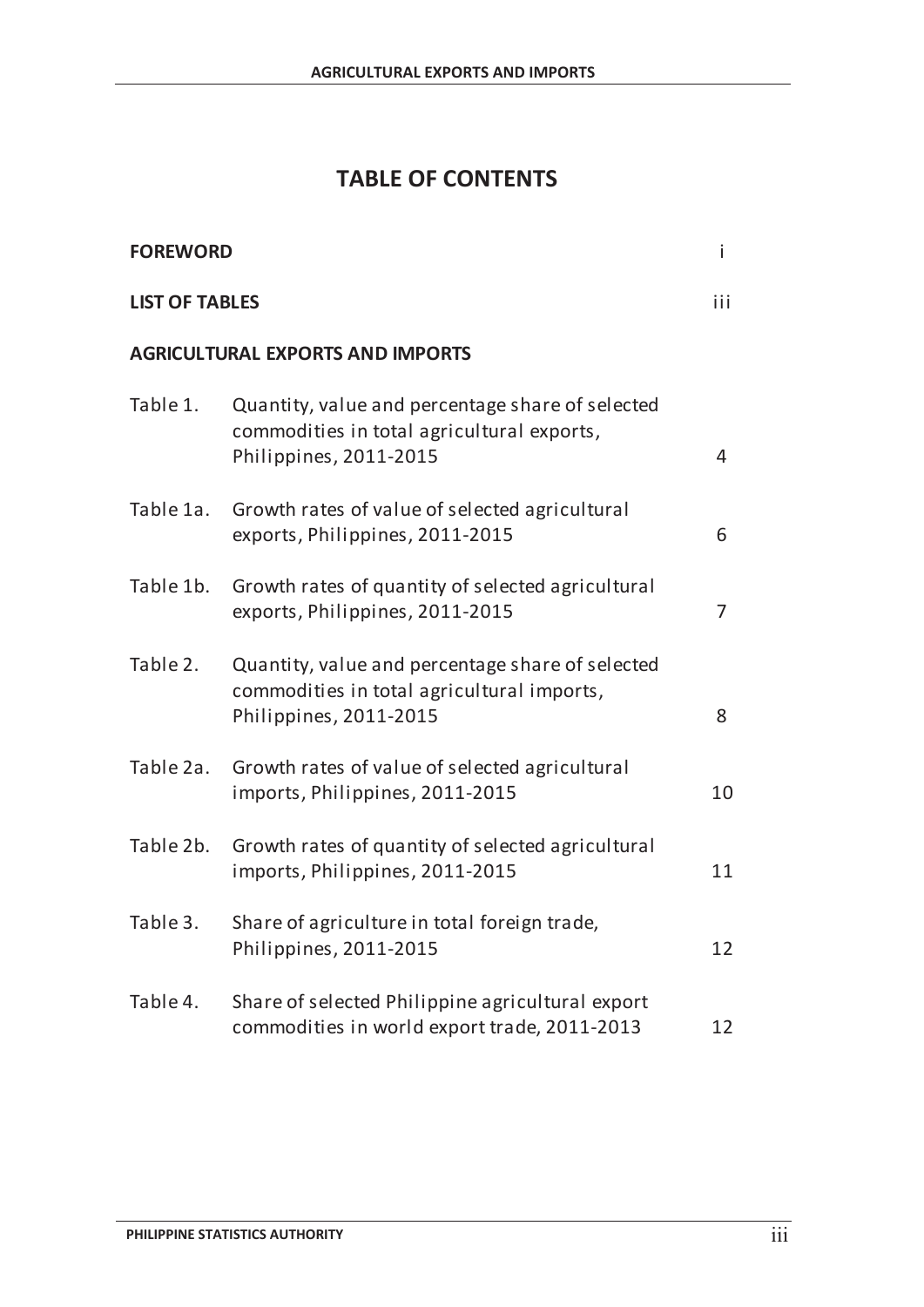# TABLE OF CONTENTS

| | | |
|---|---|---|
| **FOREWORD** | | i |
| **LIST OF TABLES** | | iii |
| **AGRICULTURAL EXPORTS AND IMPORTS** | | |
| Table 1. | Quantity, value and percentage share of selected commodities in total agricultural exports, Philippines, 2011-2015 | 4 |
| Table 1a. | Growth rates of value of selected agricultural exports, Philippines, 2011-2015 | 6 |
| Table 1b. | Growth rates of quantity of selected agricultural exports, Philippines, 2011-2015 | 7 |
| Table 2. | Quantity, value and percentage share of selected commodities in total agricultural imports, Philippines, 2011-2015 | 8 |
| Table 2a. | Growth rates of value of selected agricultural imports, Philippines, 2011-2015 | 10 |
| Table 2b. | Growth rates of quantity of selected agricultural imports, Philippines, 2011-2015 | 11 |
| Table 3. | Share of agriculture in total foreign trade, Philippines, 2011-2015 | 12 |
| Table 4. | Share of selected Philippine agricultural export commodities in world export trade, 2011-2013 | 12 |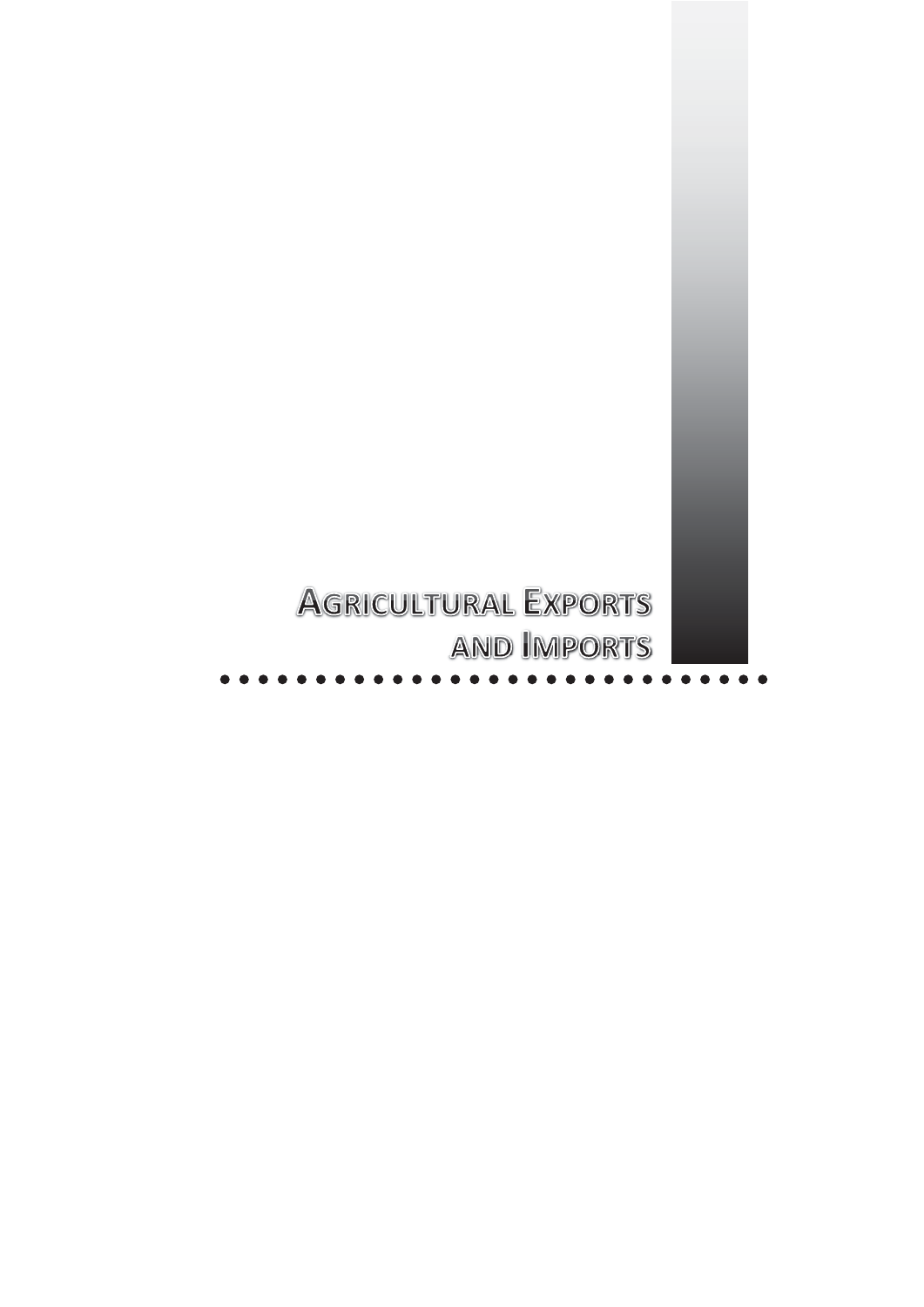# Agricultural Exports and Imports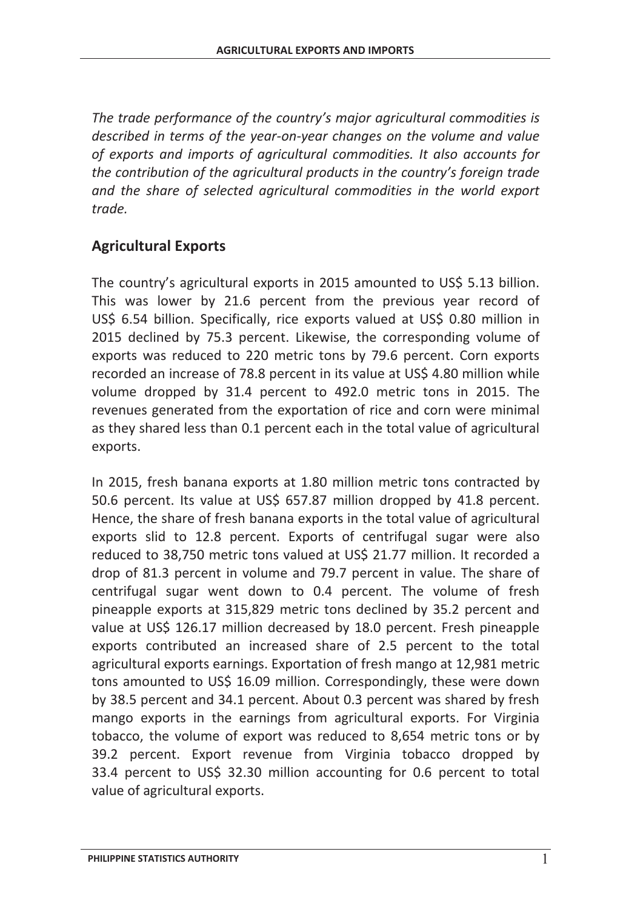*The trade performance of the country's major agricultural commodities is described in terms of the year-on-year changes on the volume and value of exports and imports of agricultural commodities. It also accounts for the contribution of the agricultural products in the country's foreign trade and the share of selected agricultural commodities in the world export trade.*

## Agricultural Exports

The country's agricultural exports in 2015 amounted to US$ 5.13 billion. This was lower by 21.6 percent from the previous year record of US$ 6.54 billion. Specifically, rice exports valued at US$ 0.80 million in 2015 declined by 75.3 percent. Likewise, the corresponding volume of exports was reduced to 220 metric tons by 79.6 percent. Corn exports recorded an increase of 78.8 percent in its value at US$ 4.80 million while volume dropped by 31.4 percent to 492.0 metric tons in 2015. The revenues generated from the exportation of rice and corn were minimal as they shared less than 0.1 percent each in the total value of agricultural exports.

In 2015, fresh banana exports at 1.80 million metric tons contracted by 50.6 percent. Its value at US$ 657.87 million dropped by 41.8 percent. Hence, the share of fresh banana exports in the total value of agricultural exports slid to 12.8 percent. Exports of centrifugal sugar were also reduced to 38,750 metric tons valued at US$ 21.77 million. It recorded a drop of 81.3 percent in volume and 79.7 percent in value. The share of centrifugal sugar went down to 0.4 percent. The volume of fresh pineapple exports at 315,829 metric tons declined by 35.2 percent and value at US$ 126.17 million decreased by 18.0 percent. Fresh pineapple exports contributed an increased share of 2.5 percent to the total agricultural exports earnings. Exportation of fresh mango at 12,981 metric tons amounted to US$ 16.09 million. Correspondingly, these were down by 38.5 percent and 34.1 percent. About 0.3 percent was shared by fresh mango exports in the earnings from agricultural exports. For Virginia tobacco, the volume of export was reduced to 8,654 metric tons or by 39.2 percent. Export revenue from Virginia tobacco dropped by 33.4 percent to US$ 32.30 million accounting for 0.6 percent to total value of agricultural exports.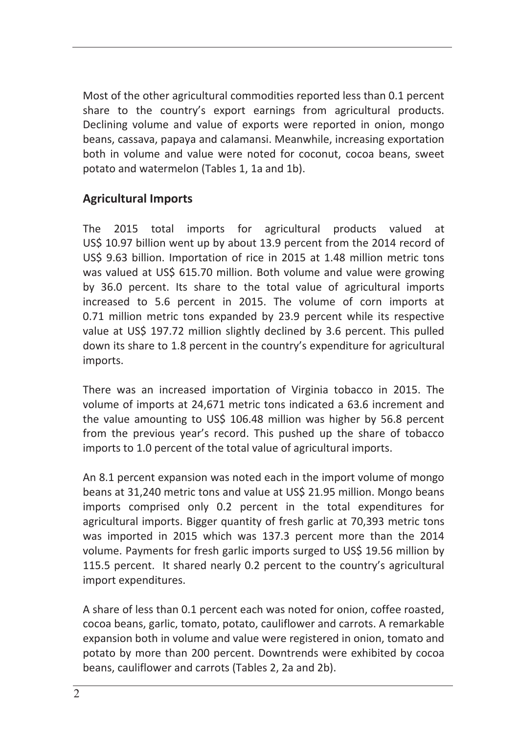Most of the other agricultural commodities reported less than 0.1 percent share to the country's export earnings from agricultural products. Declining volume and value of exports were reported in onion, mongo beans, cassava, papaya and calamansi. Meanwhile, increasing exportation both in volume and value were noted for coconut, cocoa beans, sweet potato and watermelon (Tables 1, 1a and 1b).

## Agricultural Imports

The 2015 total imports for agricultural products valued at US$ 10.97 billion went up by about 13.9 percent from the 2014 record of US$ 9.63 billion. Importation of rice in 2015 at 1.48 million metric tons was valued at US$ 615.70 million. Both volume and value were growing by 36.0 percent. Its share to the total value of agricultural imports increased to 5.6 percent in 2015. The volume of corn imports at 0.71 million metric tons expanded by 23.9 percent while its respective value at US$ 197.72 million slightly declined by 3.6 percent. This pulled down its share to 1.8 percent in the country's expenditure for agricultural imports.

There was an increased importation of Virginia tobacco in 2015. The volume of imports at 24,671 metric tons indicated a 63.6 increment and the value amounting to US$ 106.48 million was higher by 56.8 percent from the previous year's record. This pushed up the share of tobacco imports to 1.0 percent of the total value of agricultural imports.

An 8.1 percent expansion was noted each in the import volume of mongo beans at 31,240 metric tons and value at US$ 21.95 million. Mongo beans imports comprised only 0.2 percent in the total expenditures for agricultural imports. Bigger quantity of fresh garlic at 70,393 metric tons was imported in 2015 which was 137.3 percent more than the 2014 volume. Payments for fresh garlic imports surged to US$ 19.56 million by 115.5 percent. It shared nearly 0.2 percent to the country's agricultural import expenditures.

A share of less than 0.1 percent each was noted for onion, coffee roasted, cocoa beans, garlic, tomato, potato, cauliflower and carrots. A remarkable expansion both in volume and value were registered in onion, tomato and potato by more than 200 percent. Downtrends were exhibited by cocoa beans, cauliflower and carrots (Tables 2, 2a and 2b).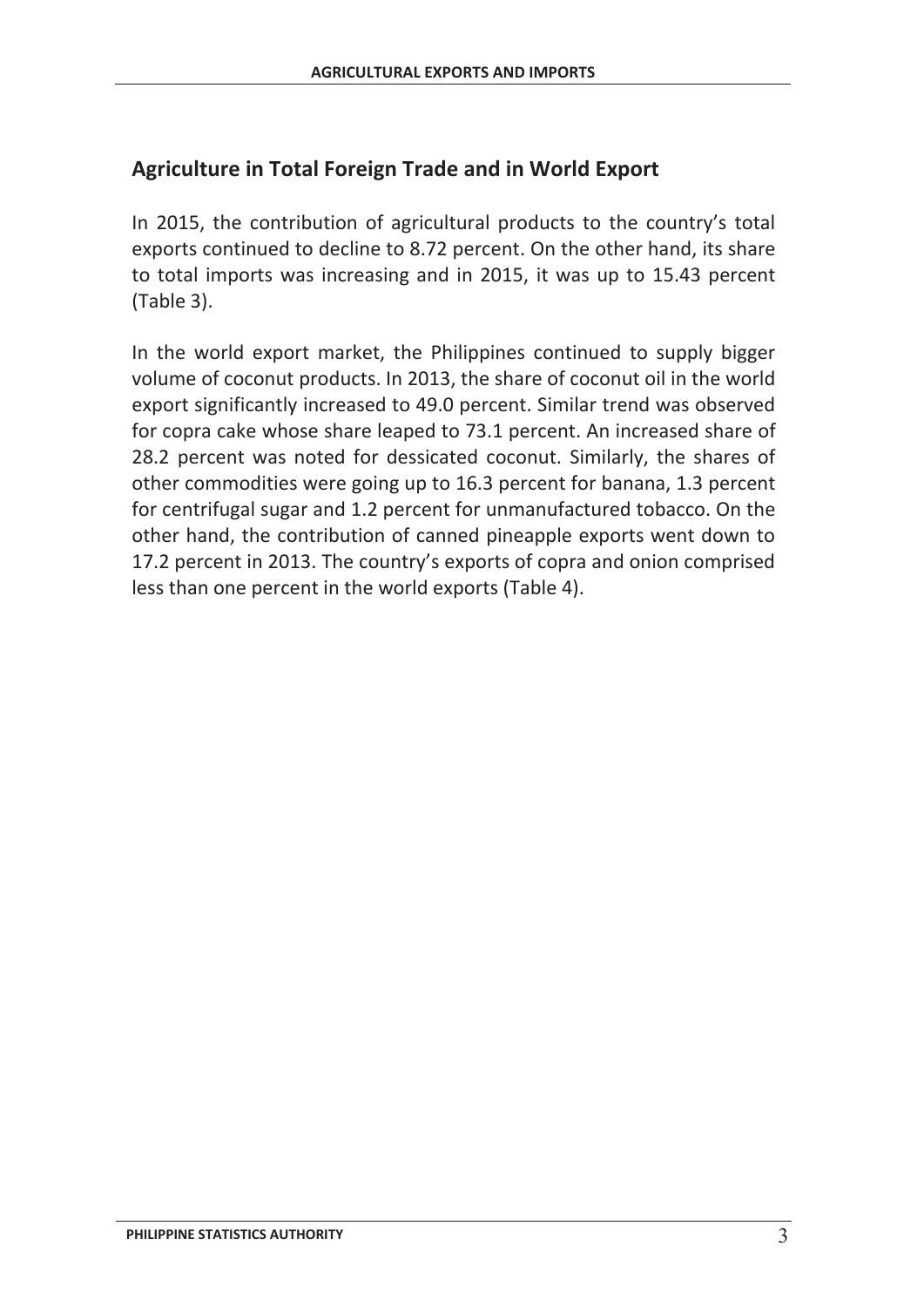## Agriculture in Total Foreign Trade and in World Export

In 2015, the contribution of agricultural products to the country's total exports continued to decline to 8.72 percent. On the other hand, its share to total imports was increasing and in 2015, it was up to 15.43 percent (Table 3).

In the world export market, the Philippines continued to supply bigger volume of coconut products. In 2013, the share of coconut oil in the world export significantly increased to 49.0 percent. Similar trend was observed for copra cake whose share leaped to 73.1 percent. An increased share of 28.2 percent was noted for dessicated coconut. Similarly, the shares of other commodities were going up to 16.3 percent for banana, 1.3 percent for centrifugal sugar and 1.2 percent for unmanufactured tobacco. On the other hand, the contribution of canned pineapple exports went down to 17.2 percent in 2013. The country's exports of copra and onion comprised less than one percent in the world exports (Table 4).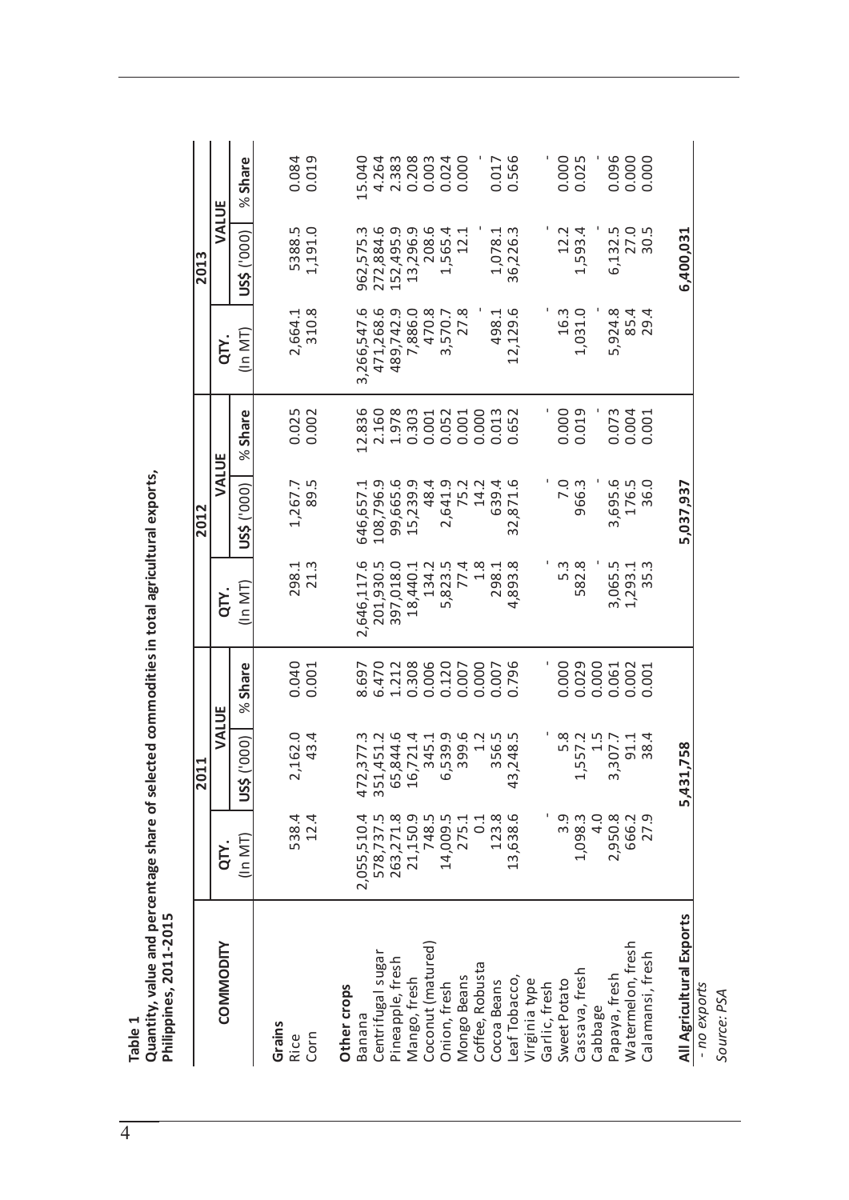**Table 1**
**Quantity, value and percentage share of selected commodities in total agricultural exports, Philippines, 2011-2015**

| COMMODITY | 2011 | | | 2012 | | | 2013 | | |
|---|---|---|---|---|---|---|---|---|---|
| | QTY. | VALUE | | QTY. | VALUE | | QTY. | VALUE | |
| | (In MT) | US$ ('000) | % Share | (In MT) | US$ ('000) | % Share | (In MT) | US$ ('000) | % Share |
| **Grains** | | | | | | | | | |
| Rice | 538.4 | 2,162.0 | 0.040 | 298.1 | 1,267.7 | 0.025 | 2,664.1 | 5388.5 | 0.084 |
| Corn | 12.4 | 43.4 | 0.001 | 21.3 | 89.5 | 0.002 | 310.8 | 1,191.0 | 0.019 |
| **Other crops** | | | | | | | | | |
| Banana | 2,055,510.4 | 472,377.3 | 8.697 | 2,646,117.6 | 646,657.1 | 12.836 | 3,266,547.6 | 962,575.3 | 15.040 |
| Centrifugal sugar | 578,737.5 | 351,451.2 | 6.470 | 201,930.5 | 108,796.9 | 2.160 | 471,268.6 | 272,884.6 | 4.264 |
| Pineapple, fresh | 263,271.8 | 65,844.6 | 1.212 | 397,018.0 | 99,665.6 | 1.978 | 489,742.9 | 152,495.9 | 2.383 |
| Mango, fresh | 21,150.9 | 16,721.4 | 0.308 | 18,440.1 | 15,239.9 | 0.303 | 7,886.0 | 13,296.9 | 0.208 |
| Coconut (matured) | 748.5 | 345.1 | 0.006 | 134.2 | 48.4 | 0.001 | 470.8 | 208.6 | 0.003 |
| Onion, fresh | 14,009.5 | 6,539.9 | 0.120 | 5,823.5 | 2,641.9 | 0.052 | 3,570.7 | 1,565.4 | 0.024 |
| Mongo Beans | 275.1 | 399.6 | 0.007 | 77.4 | 75.2 | 0.001 | 27.8 | 12.1 | 0.000 |
| Coffee, Robusta | 0.1 | 1.2 | 0.000 | 1.8 | 14.2 | 0.000 | - | - | - |
| Cocoa Beans | 123.8 | 356.5 | 0.007 | 298.1 | 639.4 | 0.013 | 498.1 | 1,078.1 | 0.017 |
| Leaf Tobacco, Virginia type | 13,638.6 | 43,248.5 | 0.796 | 4,893.8 | 32,871.6 | 0.652 | 12,129.6 | 36,226.3 | 0.566 |
| Garlic, fresh | - | - | - | - | - | - | - | - | - |
| Sweet Potato | 3.9 | 5.8 | 0.000 | 5.3 | 7.0 | 0.000 | 16.3 | 12.2 | 0.000 |
| Cassava, fresh | 1,098.3 | 1,557.2 | 0.029 | 582.8 | 966.3 | 0.019 | 1,031.0 | 1,593.4 | 0.025 |
| Cabbage | 4.0 | 1.5 | 0.000 | - | - | - | - | - | - |
| Papaya, fresh | 2,950.8 | 3,307.7 | 0.061 | 3,065.5 | 3,695.6 | 0.073 | 5,924.8 | 6,132.5 | 0.096 |
| Watermelon, fresh | 666.2 | 91.1 | 0.002 | 1,293.1 | 176.5 | 0.004 | 85.4 | 27.0 | 0.000 |
| Calamansi, fresh | 27.9 | 38.4 | 0.001 | 35.3 | 36.0 | 0.001 | 29.4 | 30.5 | 0.000 |
| **All Agricultural Exports** | | **5,431,758** | | | **5,037,937** | | | **6,400,031** | |

*- no exports*

*Source: PSA*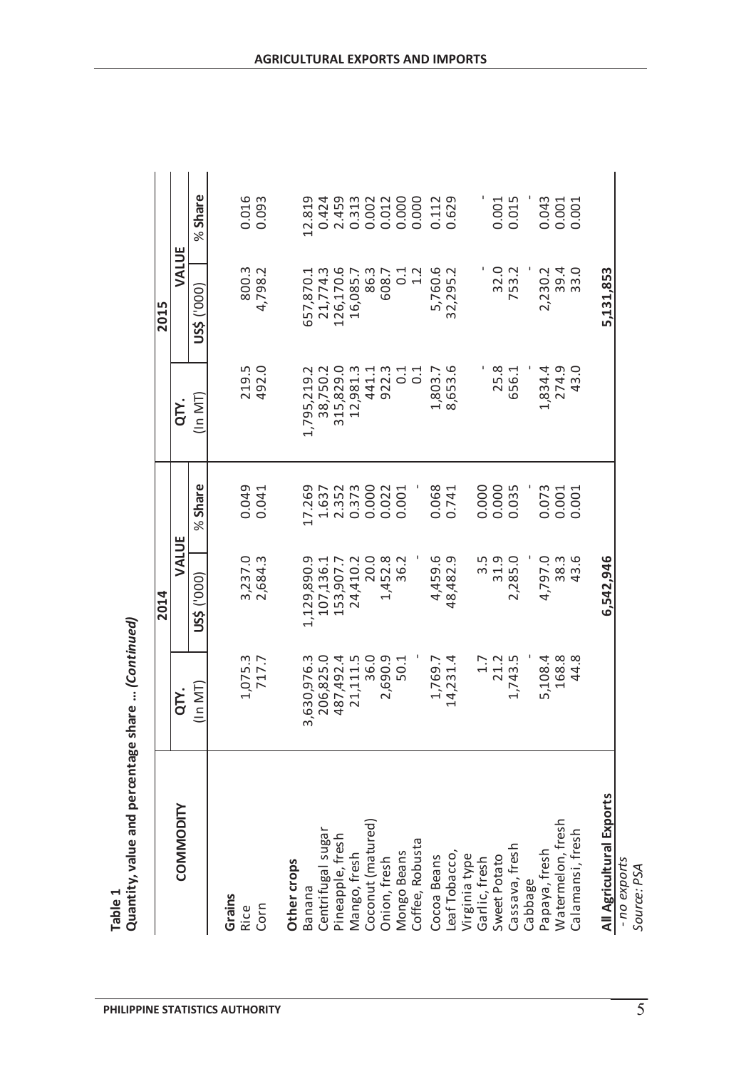**Table 1**
**Quantity, value and percentage share ... *(Continued)***

| COMMODITY | 2014 | | | 2015 | | |
|---|---|---|---|---|---|---|
| | QTY. | VALUE | | QTY. | VALUE | |
| | (In MT) | US$ ('000) | % Share | (In MT) | US$ ('000) | % Share |
| **Grains** | | | | | | |
| Rice | 1,075.3 | 3,237.0 | 0.049 | 219.5 | 800.3 | 0.016 |
| Corn | 717.7 | 2,684.3 | 0.041 | 492.0 | 4,798.2 | 0.093 |
| **Other crops** | | | | | | |
| Banana | 3,630,976.3 | 1,129,890.9 | 17.269 | 1,795,219.2 | 657,870.1 | 12.819 |
| Centrifugal sugar | 206,825.0 | 107,136.1 | 1.637 | 38,750.2 | 21,774.3 | 0.424 |
| Pineapple, fresh | 487,492.4 | 153,907.7 | 2.352 | 315,829.0 | 126,170.6 | 2.459 |
| Mango, fresh | 21,111.5 | 24,410.2 | 0.373 | 12,981.3 | 16,085.7 | 0.313 |
| Coconut (matured) | 36.0 | 20.0 | 0.000 | 441.1 | 86.3 | 0.002 |
| Onion, fresh | 2,690.9 | 1,452.8 | 0.022 | 922.3 | 608.7 | 0.012 |
| Mongo Beans | 50.1 | 36.2 | 0.001 | 0.1 | 0.1 | 0.000 |
| Coffee, Robusta | - | - | - | 0.1 | 1.2 | 0.000 |
| Cocoa Beans | 1,769.7 | 4,459.6 | 0.068 | 1,803.7 | 5,760.6 | 0.112 |
| Leaf Tobacco, Virginia type | 14,231.4 | 48,482.9 | 0.741 | 8,653.6 | 32,295.2 | 0.629 |
| Garlic, fresh | 1.7 | 3.5 | 0.000 | - | - | - |
| Sweet Potato | 21.2 | 31.9 | 0.000 | 25.8 | 32.0 | 0.001 |
| Cassava, fresh | 1,743.5 | 2,285.0 | 0.035 | 656.1 | 753.2 | 0.015 |
| Cabbage | - | - | - | - | - | - |
| Papaya, fresh | 5,108.4 | 4,797.0 | 0.073 | 1,834.4 | 2,230.2 | 0.043 |
| Watermelon, fresh | 168.8 | 38.3 | 0.001 | 274.9 | 39.4 | 0.001 |
| Calamansi, fresh | 44.8 | 43.6 | 0.001 | 43.0 | 33.0 | 0.001 |
| **All Agricultural Exports** | | **6,542,946** | | | **5,131,853** | |

*- no exports*
*Source: PSA*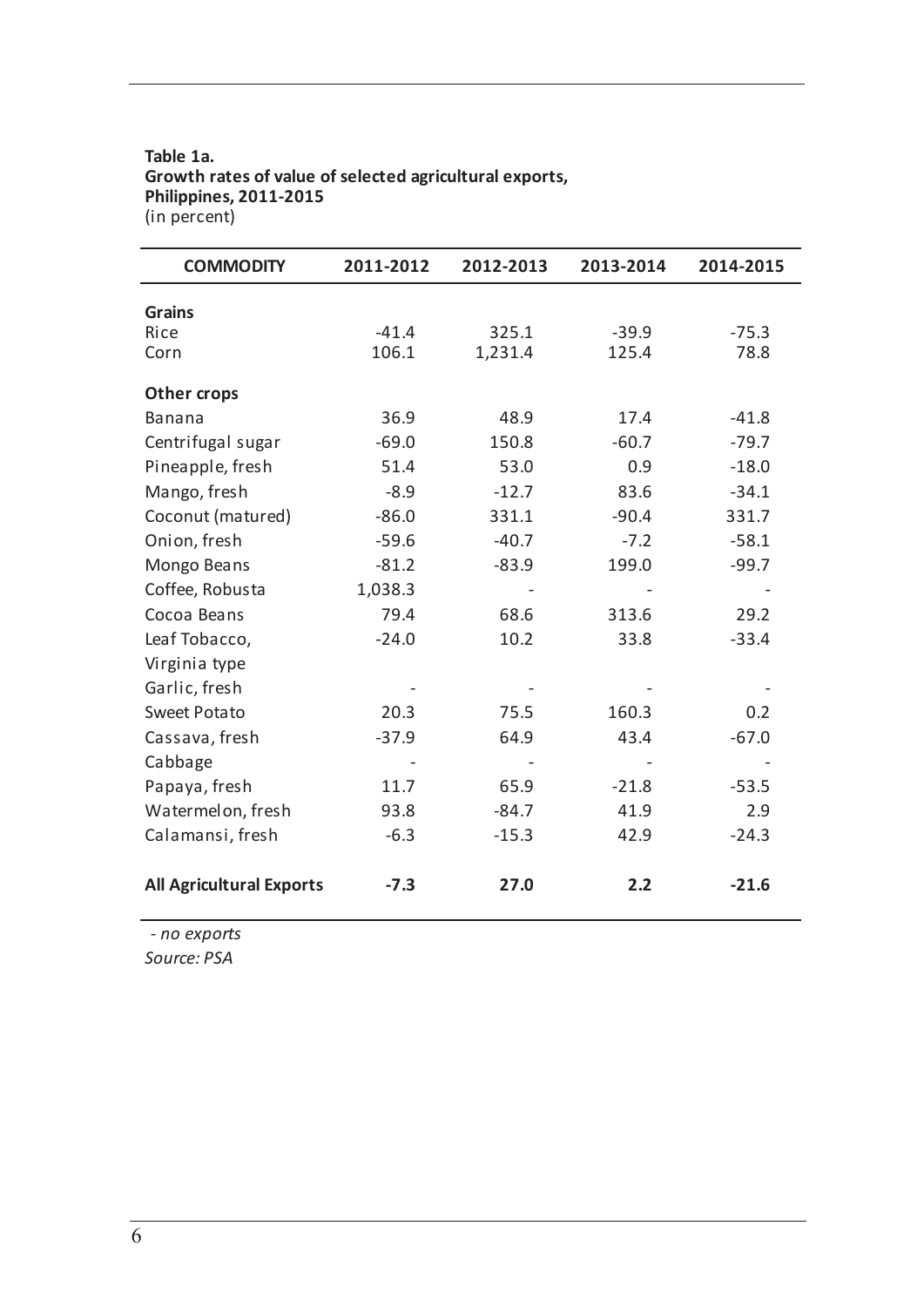**Table 1a.**
**Growth rates of value of selected agricultural exports, Philippines, 2011-2015**
(in percent)

| COMMODITY | 2011-2012 | 2012-2013 | 2013-2014 | 2014-2015 |
|---|---|---|---|---|
| **Grains** | | | | |
| Rice | -41.4 | 325.1 | -39.9 | -75.3 |
| Corn | 106.1 | 1,231.4 | 125.4 | 78.8 |
| **Other crops** | | | | |
| Banana | 36.9 | 48.9 | 17.4 | -41.8 |
| Centrifugal sugar | -69.0 | 150.8 | -60.7 | -79.7 |
| Pineapple, fresh | 51.4 | 53.0 | 0.9 | -18.0 |
| Mango, fresh | -8.9 | -12.7 | 83.6 | -34.1 |
| Coconut (matured) | -86.0 | 331.1 | -90.4 | 331.7 |
| Onion, fresh | -59.6 | -40.7 | -7.2 | -58.1 |
| Mongo Beans | -81.2 | -83.9 | 199.0 | -99.7 |
| Coffee, Robusta | 1,038.3 | - | - | - |
| Cocoa Beans | 79.4 | 68.6 | 313.6 | 29.2 |
| Leaf Tobacco, Virginia type | -24.0 | 10.2 | 33.8 | -33.4 |
| Garlic, fresh | - | - | - | - |
| Sweet Potato | 20.3 | 75.5 | 160.3 | 0.2 |
| Cassava, fresh | -37.9 | 64.9 | 43.4 | -67.0 |
| Cabbage | - | - | - | - |
| Papaya, fresh | 11.7 | 65.9 | -21.8 | -53.5 |
| Watermelon, fresh | 93.8 | -84.7 | 41.9 | 2.9 |
| Calamansi, fresh | -6.3 | -15.3 | 42.9 | -24.3 |
| **All Agricultural Exports** | **-7.3** | **27.0** | **2.2** | **-21.6** |

*- no exports*
*Source: PSA*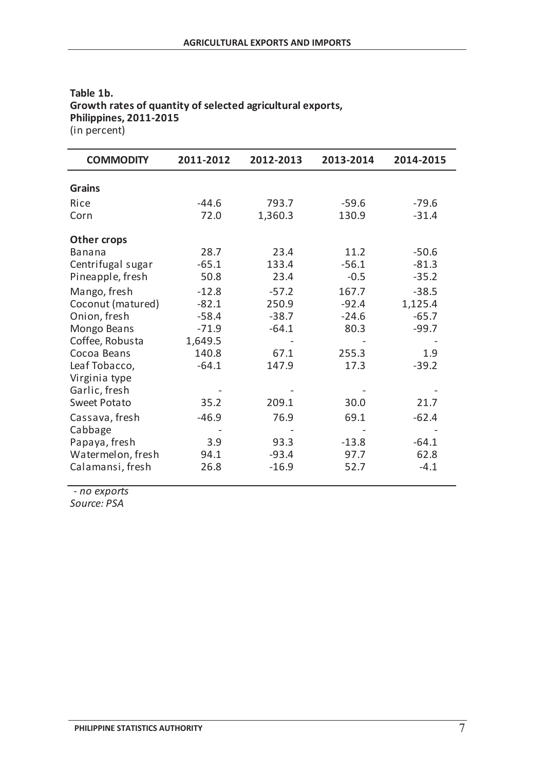**Table 1b.**
**Growth rates of quantity of selected agricultural exports, Philippines, 2011-2015**
(in percent)

| COMMODITY | 2011-2012 | 2012-2013 | 2013-2014 | 2014-2015 |
|---|---|---|---|---|
| **Grains** | | | | |
| Rice | -44.6 | 793.7 | -59.6 | -79.6 |
| Corn | 72.0 | 1,360.3 | 130.9 | -31.4 |
| **Other crops** | | | | |
| Banana | 28.7 | 23.4 | 11.2 | -50.6 |
| Centrifugal sugar | -65.1 | 133.4 | -56.1 | -81.3 |
| Pineapple, fresh | 50.8 | 23.4 | -0.5 | -35.2 |
| Mango, fresh | -12.8 | -57.2 | 167.7 | -38.5 |
| Coconut (matured) | -82.1 | 250.9 | -92.4 | 1,125.4 |
| Onion, fresh | -58.4 | -38.7 | -24.6 | -65.7 |
| Mongo Beans | -71.9 | -64.1 | 80.3 | -99.7 |
| Coffee, Robusta | 1,649.5 | - | - | - |
| Cocoa Beans | 140.8 | 67.1 | 255.3 | 1.9 |
| Leaf Tobacco, Virginia type | -64.1 | 147.9 | 17.3 | -39.2 |
| Garlic, fresh | - | - | - | - |
| Sweet Potato | 35.2 | 209.1 | 30.0 | 21.7 |
| Cassava, fresh | -46.9 | 76.9 | 69.1 | -62.4 |
| Cabbage | - | - | - | - |
| Papaya, fresh | 3.9 | 93.3 | -13.8 | -64.1 |
| Watermelon, fresh | 94.1 | -93.4 | 97.7 | 62.8 |
| Calamansi, fresh | 26.8 | -16.9 | 52.7 | -4.1 |

*- no exports*
*Source: PSA*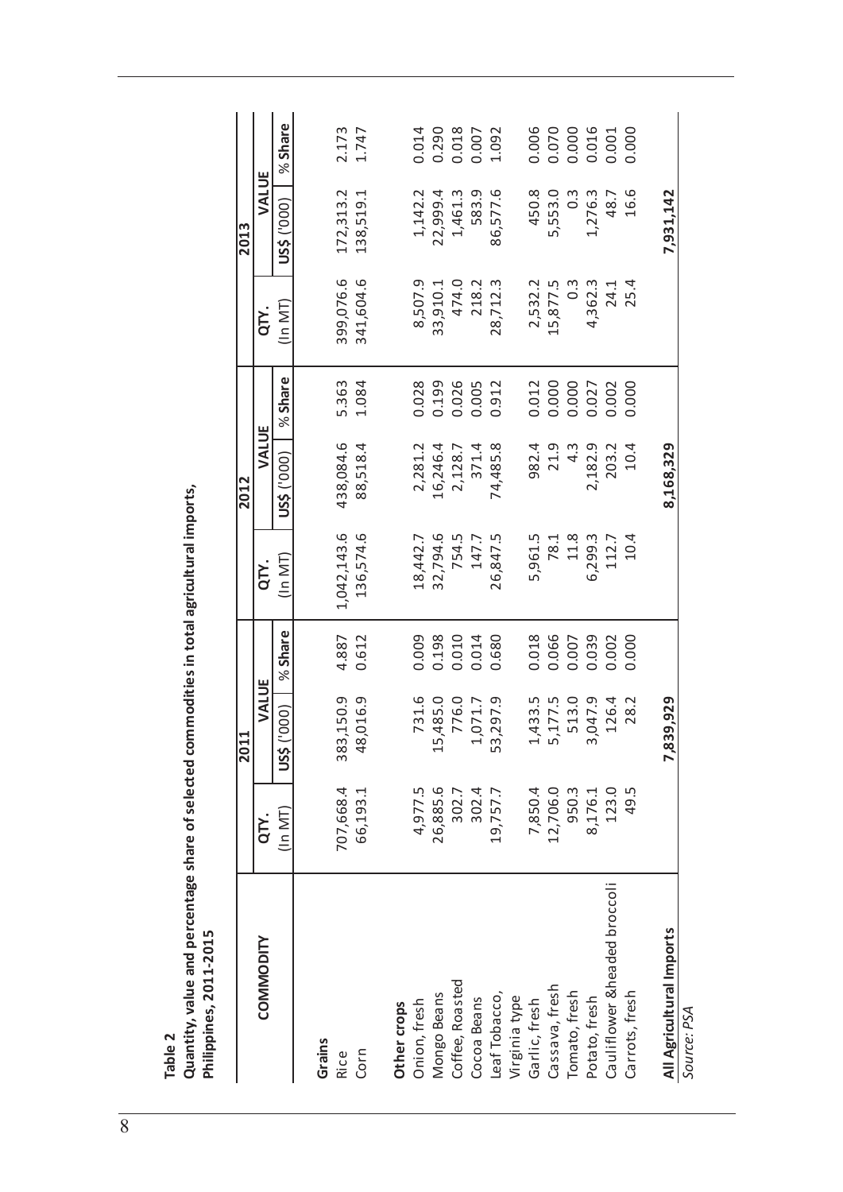**Table 2**
**Quantity, value and percentage share of selected commodities in total agricultural imports, Philippines, 2011-2015**

| COMMODITY | 2011 | | | 2012 | | | 2013 | | |
|---|---|---|---|---|---|---|---|---|---|
| | QTY. | VALUE | | QTY. | VALUE | | QTY. | VALUE | |
| | (In MT) | US$ ('000) | % Share | (In MT) | US$ ('000) | % Share | (In MT) | US$ ('000) | % Share |
| **Grains** | | | | | | | | | |
| Rice | 707,668.4 | 383,150.9 | 4.887 | 1,042,143.6 | 438,084.6 | 5.363 | 399,076.6 | 172,313.2 | 2.173 |
| Corn | 66,193.1 | 48,016.9 | 0.612 | 136,574.6 | 88,518.4 | 1.084 | 341,604.6 | 138,519.1 | 1.747 |
| **Other crops** | | | | | | | | | |
| Onion, fresh | 4,977.5 | 731.6 | 0.009 | 18,442.7 | 2,281.2 | 0.028 | 8,507.9 | 1,142.2 | 0.014 |
| Mongo Beans | 26,885.6 | 15,485.0 | 0.198 | 32,794.6 | 16,246.4 | 0.199 | 33,910.1 | 22,999.4 | 0.290 |
| Coffee, Roasted | 302.7 | 776.0 | 0.010 | 754.5 | 2,128.7 | 0.026 | 474.0 | 1,461.3 | 0.018 |
| Cocoa Beans | 302.4 | 1,071.7 | 0.014 | 147.7 | 371.4 | 0.005 | 218.2 | 583.9 | 0.007 |
| Leaf Tobacco, Virginia type | 19,757.7 | 53,297.9 | 0.680 | 26,847.5 | 74,485.8 | 0.912 | 28,712.3 | 86,577.6 | 1.092 |
| Garlic, fresh | 7,850.4 | 1,433.5 | 0.018 | 5,961.5 | 982.4 | 0.012 | 2,532.2 | 450.8 | 0.006 |
| Cassava, fresh | 12,706.0 | 5,177.5 | 0.066 | 78.1 | 21.9 | 0.000 | 15,877.5 | 5,553.0 | 0.070 |
| Tomato, fresh | 950.3 | 513.0 | 0.007 | 11.8 | 4.3 | 0.000 | 0.3 | 0.3 | 0.000 |
| Potato, fresh | 8,176.1 | 3,047.9 | 0.039 | 6,299.3 | 2,182.9 | 0.027 | 4,362.3 | 1,276.3 | 0.016 |
| Cauliflower &headed broccoli | 123.0 | 126.4 | 0.002 | 112.7 | 203.2 | 0.002 | 24.1 | 48.7 | 0.001 |
| Carrots, fresh | 49.5 | 28.2 | 0.000 | 10.4 | 10.4 | 0.000 | 25.4 | 16.6 | 0.000 |
| **All Agricultural Imports** | | **7,839,929** | | | **8,168,329** | | | **7,931,142** | |

*Source: PSA*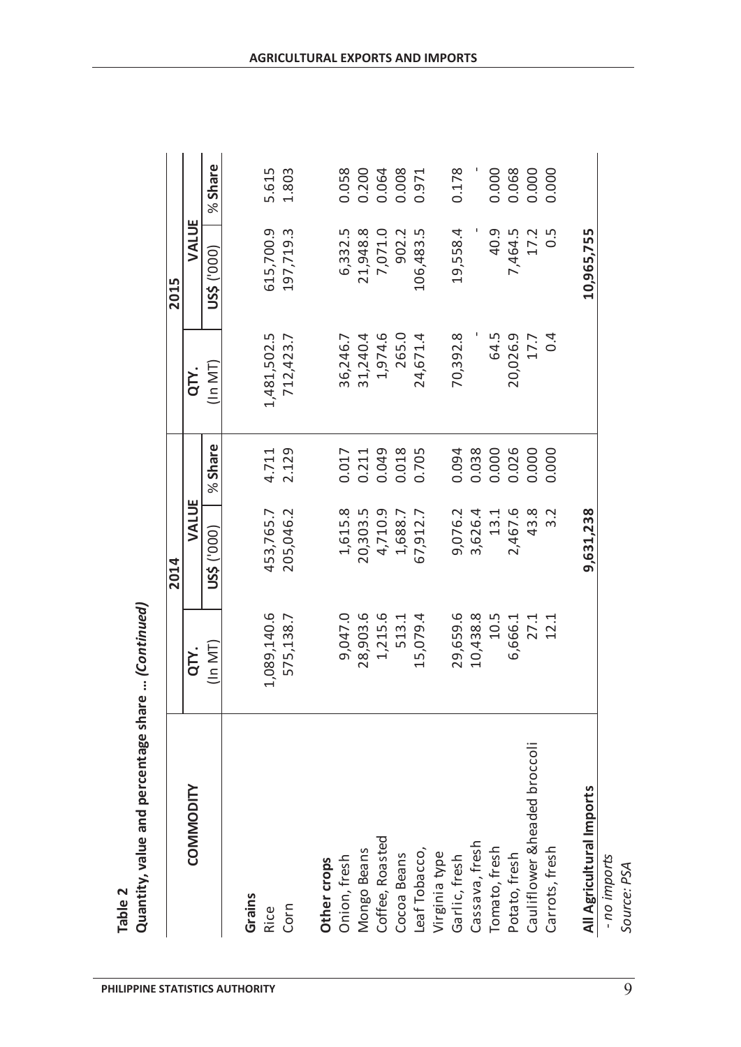**Table 2**
**Quantity, value and percentage share ... *(Continued)***

| COMMODITY | 2014 | | | 2015 | | |
|---|---|---|---|---|---|---|
| | QTY. | VALUE | | QTY. | VALUE | |
| | (In MT) | US$ ('000) | % Share | (In MT) | US$ ('000) | % Share |
| **Grains** | | | | | | |
| Rice | 1,089,140.6 | 453,765.7 | 4.711 | 1,481,502.5 | 615,700.9 | 5.615 |
| Corn | 575,138.7 | 205,046.2 | 2.129 | 712,423.7 | 197,719.3 | 1.803 |
| **Other crops** | | | | | | |
| Onion, fresh | 9,047.0 | 1,615.8 | 0.017 | 36,246.7 | 6,332.5 | 0.058 |
| Mongo Beans | 28,903.6 | 20,303.5 | 0.211 | 31,240.4 | 21,948.8 | 0.200 |
| Coffee, Roasted | 1,215.6 | 4,710.9 | 0.049 | 1,974.6 | 7,071.0 | 0.064 |
| Cocoa Beans | 513.1 | 1,688.7 | 0.018 | 265.0 | 902.2 | 0.008 |
| Leaf Tobacco, Virginia type | 15,079.4 | 67,912.7 | 0.705 | 24,671.4 | 106,483.5 | 0.971 |
| Garlic, fresh | 29,659.6 | 9,076.2 | 0.094 | 70,392.8 | 19,558.4 | 0.178 |
| Cassava, fresh | 10,438.8 | 3,626.4 | 0.038 | - | - | - |
| Tomato, fresh | 10.5 | 13.1 | 0.000 | 64.5 | 40.9 | 0.000 |
| Potato, fresh | 6,666.1 | 2,467.6 | 0.026 | 20,026.9 | 7,464.5 | 0.068 |
| Cauliflower &headed broccoli | 27.1 | 43.8 | 0.000 | 17.7 | 17.2 | 0.000 |
| Carrots, fresh | 12.1 | 3.2 | 0.000 | 0.4 | 0.5 | 0.000 |
| **All Agricultural Imports** | | **9,631,238** | | | **10,965,755** | |

*- no imports*
*Source: PSA*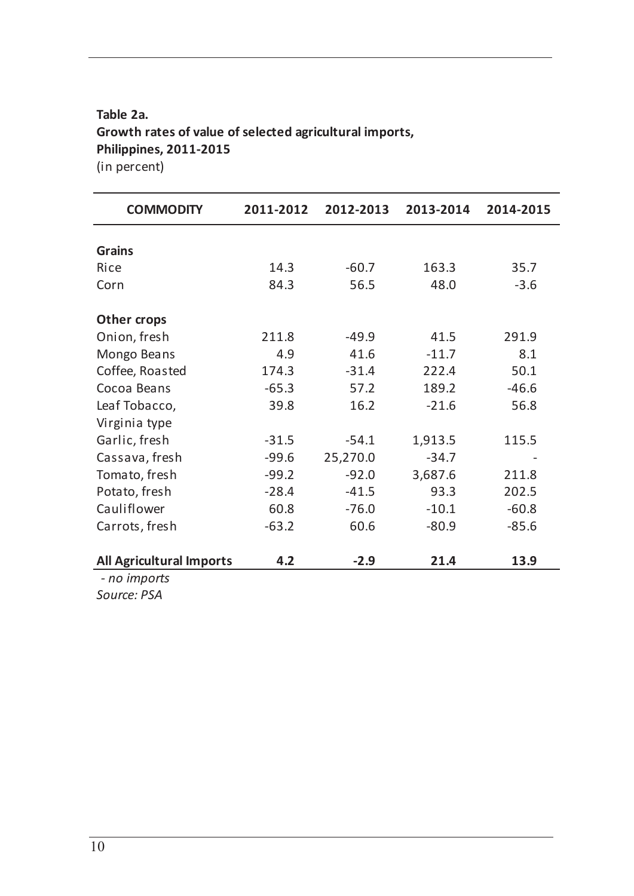**Table 2a.**
**Growth rates of value of selected agricultural imports, Philippines, 2011-2015**
(in percent)

| COMMODITY | 2011-2012 | 2012-2013 | 2013-2014 | 2014-2015 |
|---|---|---|---|---|
| **Grains** | | | | |
| Rice | 14.3 | -60.7 | 163.3 | 35.7 |
| Corn | 84.3 | 56.5 | 48.0 | -3.6 |
| **Other crops** | | | | |
| Onion, fresh | 211.8 | -49.9 | 41.5 | 291.9 |
| Mongo Beans | 4.9 | 41.6 | -11.7 | 8.1 |
| Coffee, Roasted | 174.3 | -31.4 | 222.4 | 50.1 |
| Cocoa Beans | -65.3 | 57.2 | 189.2 | -46.6 |
| Leaf Tobacco, Virginia type | 39.8 | 16.2 | -21.6 | 56.8 |
| Garlic, fresh | -31.5 | -54.1 | 1,913.5 | 115.5 |
| Cassava, fresh | -99.6 | 25,270.0 | -34.7 | - |
| Tomato, fresh | -99.2 | -92.0 | 3,687.6 | 211.8 |
| Potato, fresh | -28.4 | -41.5 | 93.3 | 202.5 |
| Cauliflower | 60.8 | -76.0 | -10.1 | -60.8 |
| Carrots, fresh | -63.2 | 60.6 | -80.9 | -85.6 |
| **All Agricultural Imports** | **4.2** | **-2.9** | **21.4** | **13.9** |

*- no imports*
*Source: PSA*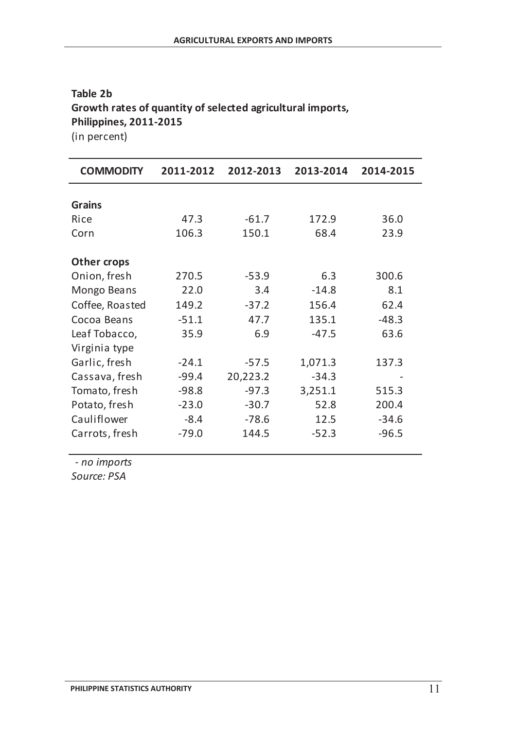**Table 2b**
**Growth rates of quantity of selected agricultural imports, Philippines, 2011-2015**
(in percent)

| COMMODITY | 2011-2012 | 2012-2013 | 2013-2014 | 2014-2015 |
|---|---|---|---|---|
| **Grains** | | | | |
| Rice | 47.3 | -61.7 | 172.9 | 36.0 |
| Corn | 106.3 | 150.1 | 68.4 | 23.9 |
| **Other crops** | | | | |
| Onion, fresh | 270.5 | -53.9 | 6.3 | 300.6 |
| Mongo Beans | 22.0 | 3.4 | -14.8 | 8.1 |
| Coffee, Roasted | 149.2 | -37.2 | 156.4 | 62.4 |
| Cocoa Beans | -51.1 | 47.7 | 135.1 | -48.3 |
| Leaf Tobacco, Virginia type | 35.9 | 6.9 | -47.5 | 63.6 |
| Garlic, fresh | -24.1 | -57.5 | 1,071.3 | 137.3 |
| Cassava, fresh | -99.4 | 20,223.2 | -34.3 | - |
| Tomato, fresh | -98.8 | -97.3 | 3,251.1 | 515.3 |
| Potato, fresh | -23.0 | -30.7 | 52.8 | 200.4 |
| Cauliflower | -8.4 | -78.6 | 12.5 | -34.6 |
| Carrots, fresh | -79.0 | 144.5 | -52.3 | -96.5 |

*- no imports*
*Source: PSA*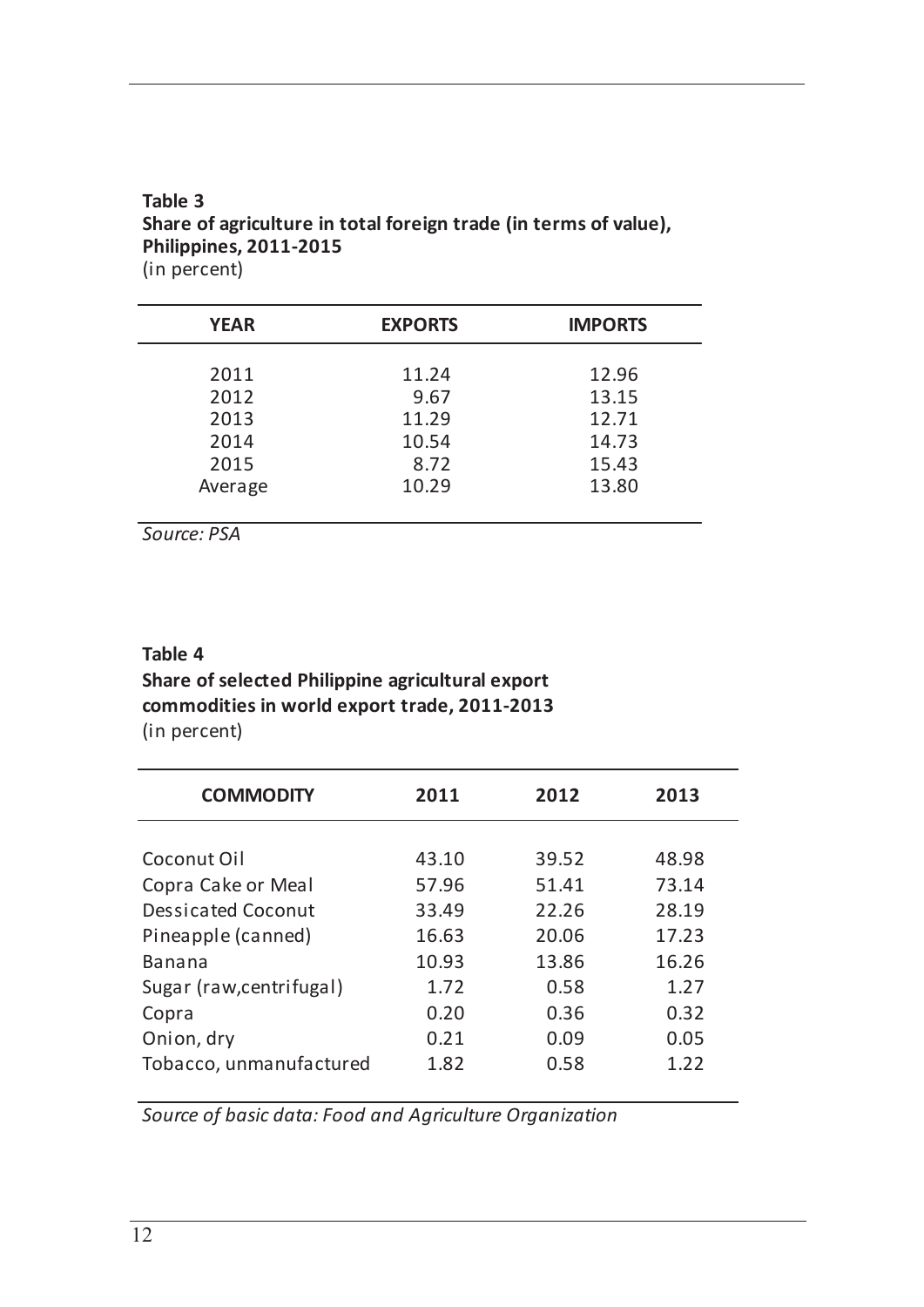**Table 3**
**Share of agriculture in total foreign trade (in terms of value), Philippines, 2011-2015**
(in percent)

| YEAR | EXPORTS | IMPORTS |
|---|---|---|
| 2011 | 11.24 | 12.96 |
| 2012 | 9.67 | 13.15 |
| 2013 | 11.29 | 12.71 |
| 2014 | 10.54 | 14.73 |
| 2015 | 8.72 | 15.43 |
| Average | 10.29 | 13.80 |

*Source: PSA*

**Table 4**
**Share of selected Philippine agricultural export commodities in world export trade, 2011-2013**
(in percent)

| COMMODITY | 2011 | 2012 | 2013 |
|---|---|---|---|
| Coconut Oil | 43.10 | 39.52 | 48.98 |
| Copra Cake or Meal | 57.96 | 51.41 | 73.14 |
| Dessicated Coconut | 33.49 | 22.26 | 28.19 |
| Pineapple (canned) | 16.63 | 20.06 | 17.23 |
| Banana | 10.93 | 13.86 | 16.26 |
| Sugar (raw,centrifugal) | 1.72 | 0.58 | 1.27 |
| Copra | 0.20 | 0.36 | 0.32 |
| Onion, dry | 0.21 | 0.09 | 0.05 |
| Tobacco, unmanufactured | 1.82 | 0.58 | 1.22 |

*Source of basic data: Food and Agriculture Organization*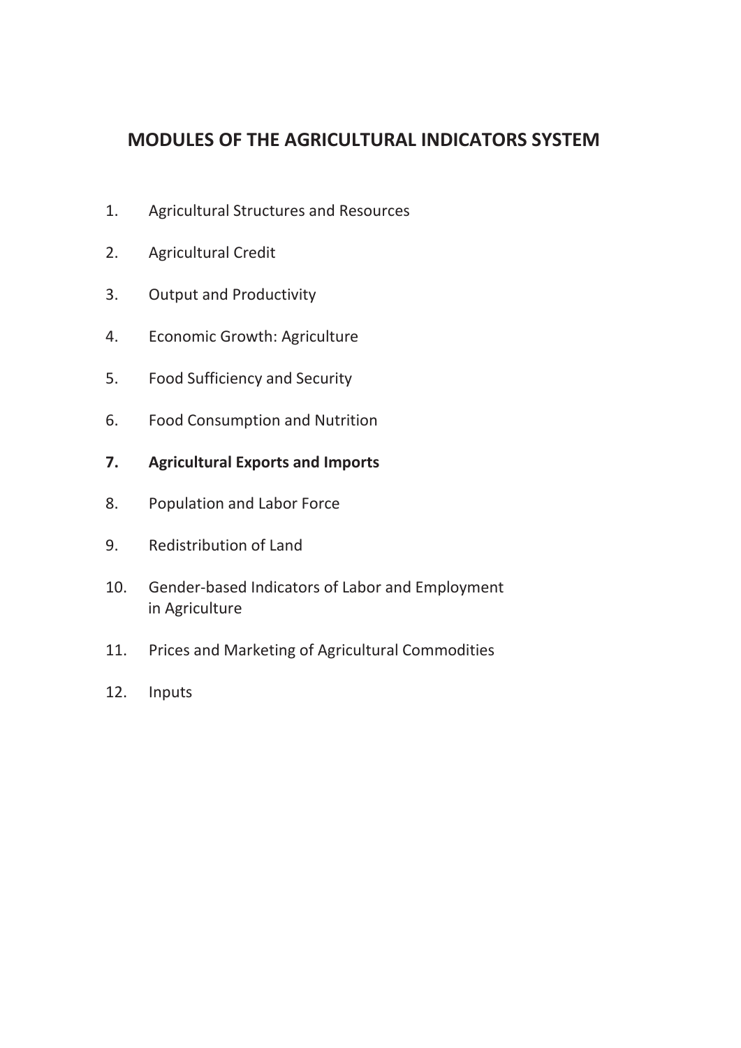## MODULES OF THE AGRICULTURAL INDICATORS SYSTEM

1. Agricultural Structures and Resources
2. Agricultural Credit
3. Output and Productivity
4. Economic Growth: Agriculture
5. Food Sufficiency and Security
6. Food Consumption and Nutrition
7. **Agricultural Exports and Imports**
8. Population and Labor Force
9. Redistribution of Land
10. Gender-based Indicators of Labor and Employment in Agriculture
11. Prices and Marketing of Agricultural Commodities
12. Inputs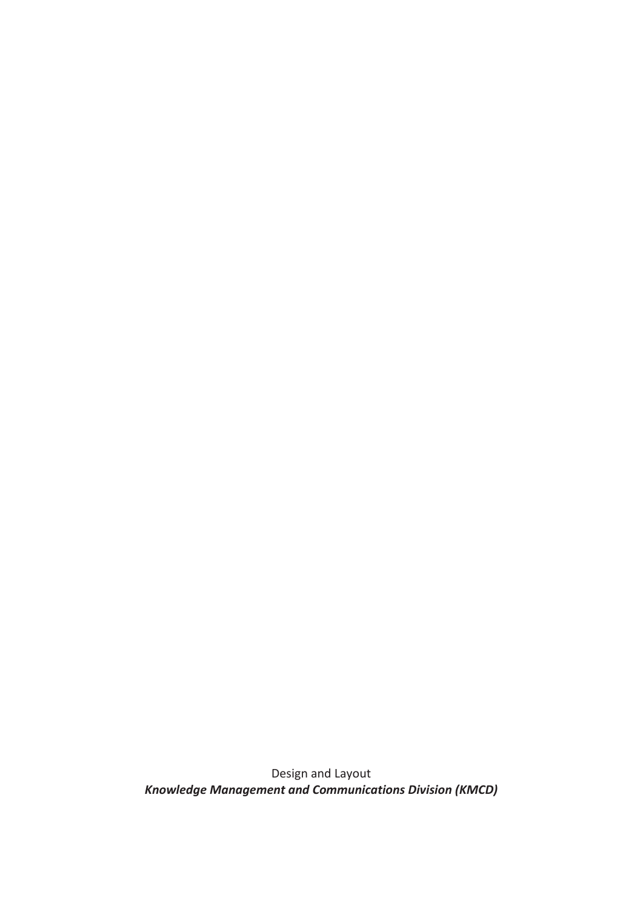Design and Layout

***Knowledge Management and Communications Division (KMCD)***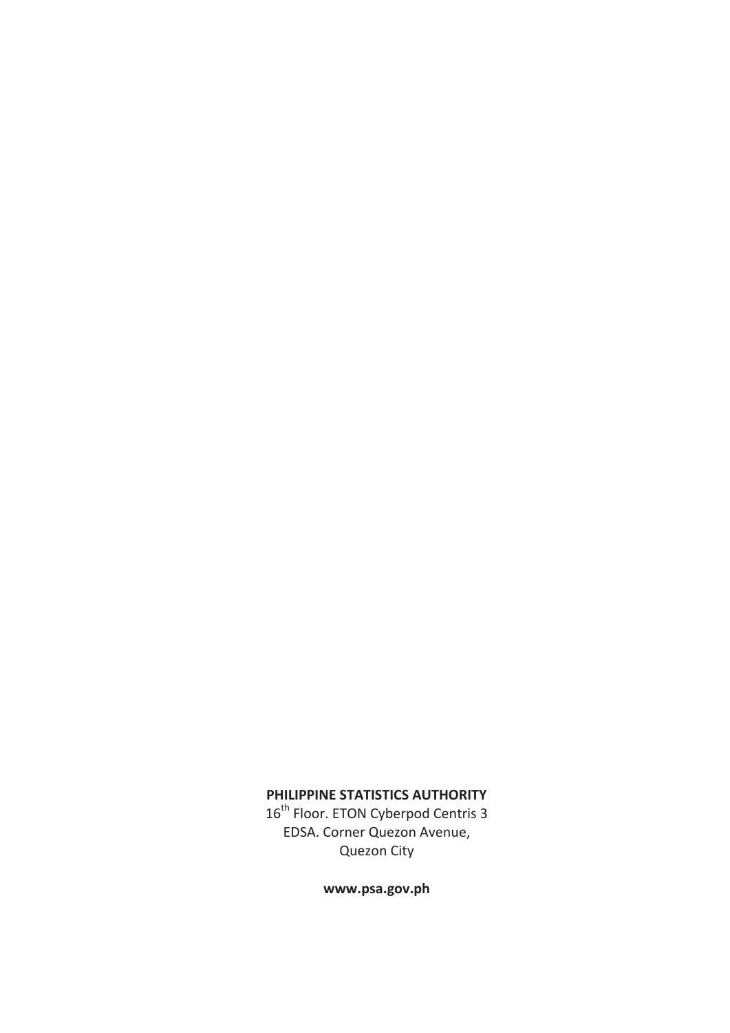**PHILIPPINE STATISTICS AUTHORITY**

16th Floor. ETON Cyberpod Centris 3

EDSA. Corner Quezon Avenue,

Quezon City

**www.psa.gov.ph**